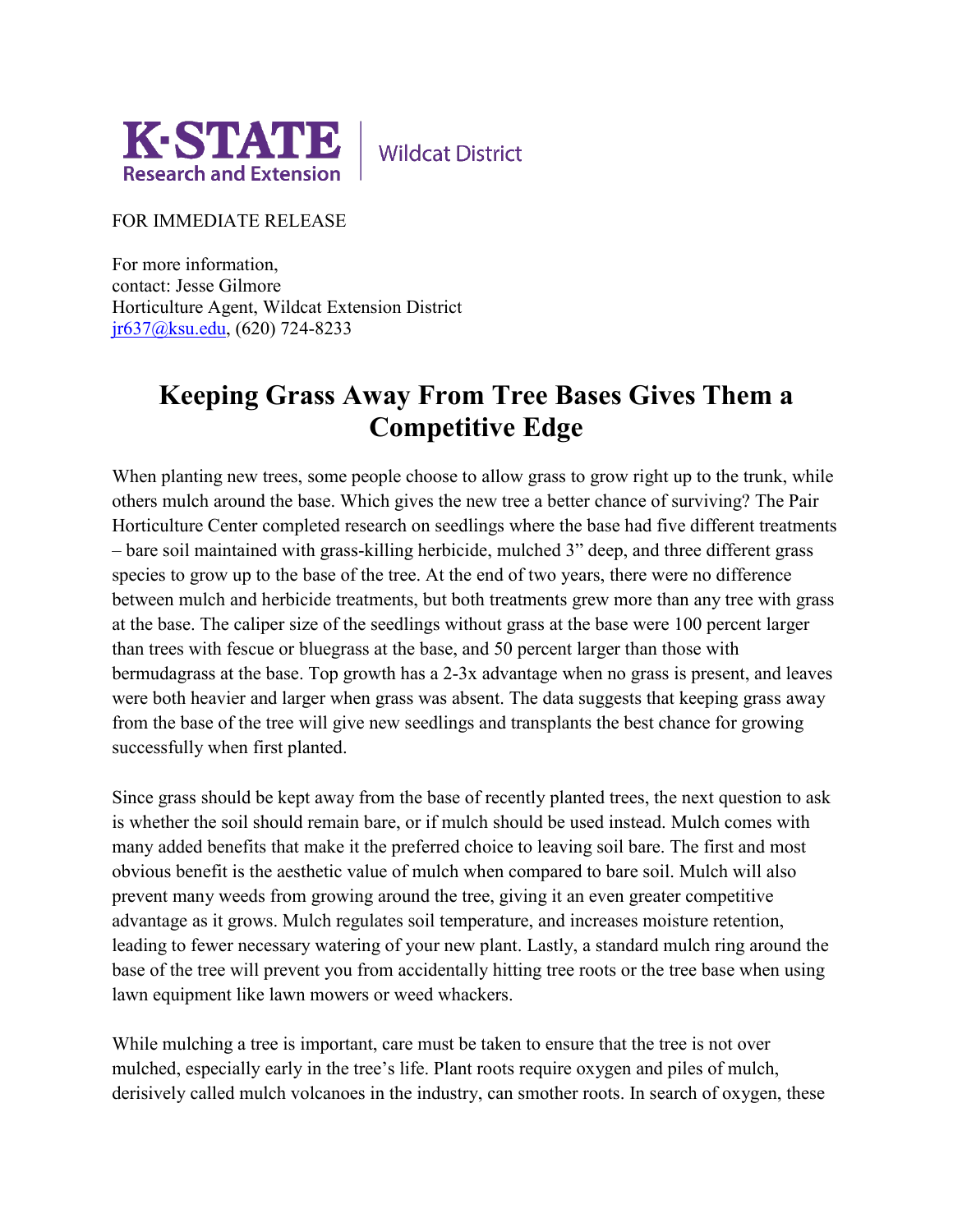K·STATE Research and Extension | Wildcat District

FOR IMMEDIATE RELEASE

For more information,
contact: Jesse Gilmore
Horticulture Agent, Wildcat Extension District
jr637@ksu.edu, (620) 724-8233

# Keeping Grass Away From Tree Bases Gives Them a Competitive Edge

When planting new trees, some people choose to allow grass to grow right up to the trunk, while others mulch around the base. Which gives the new tree a better chance of surviving? The Pair Horticulture Center completed research on seedlings where the base had five different treatments – bare soil maintained with grass-killing herbicide, mulched 3" deep, and three different grass species to grow up to the base of the tree. At the end of two years, there were no difference between mulch and herbicide treatments, but both treatments grew more than any tree with grass at the base. The caliper size of the seedlings without grass at the base were 100 percent larger than trees with fescue or bluegrass at the base, and 50 percent larger than those with bermudagrass at the base. Top growth has a 2-3x advantage when no grass is present, and leaves were both heavier and larger when grass was absent. The data suggests that keeping grass away from the base of the tree will give new seedlings and transplants the best chance for growing successfully when first planted.

Since grass should be kept away from the base of recently planted trees, the next question to ask is whether the soil should remain bare, or if mulch should be used instead. Mulch comes with many added benefits that make it the preferred choice to leaving soil bare. The first and most obvious benefit is the aesthetic value of mulch when compared to bare soil. Mulch will also prevent many weeds from growing around the tree, giving it an even greater competitive advantage as it grows. Mulch regulates soil temperature, and increases moisture retention, leading to fewer necessary watering of your new plant. Lastly, a standard mulch ring around the base of the tree will prevent you from accidentally hitting tree roots or the tree base when using lawn equipment like lawn mowers or weed whackers.

While mulching a tree is important, care must be taken to ensure that the tree is not over mulched, especially early in the tree's life. Plant roots require oxygen and piles of mulch, derisively called mulch volcanoes in the industry, can smother roots. In search of oxygen, these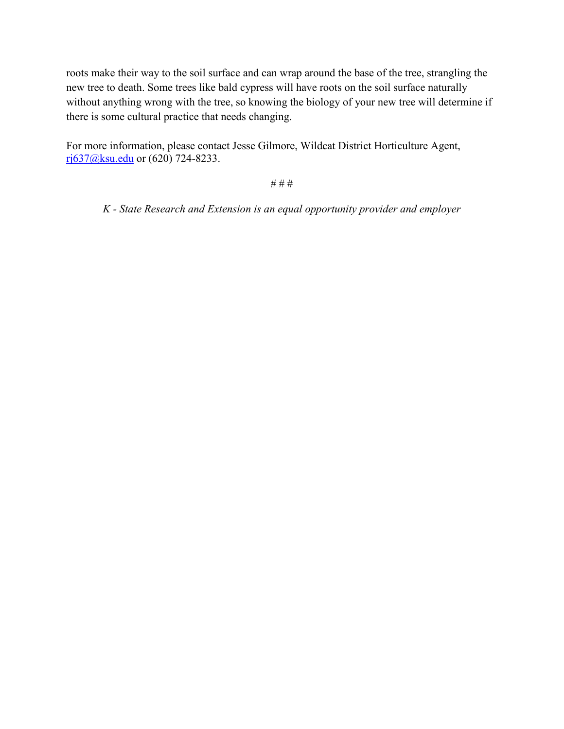roots make their way to the soil surface and can wrap around the base of the tree, strangling the new tree to death. Some trees like bald cypress will have roots on the soil surface naturally without anything wrong with the tree, so knowing the biology of your new tree will determine if there is some cultural practice that needs changing.

For more information, please contact Jesse Gilmore, Wildcat District Horticulture Agent, [rj637@ksu.edu](mailto:rj637@ksu.edu) or (620) 724-8233.

# # #

*K - State Research and Extension is an equal opportunity provider and employer*